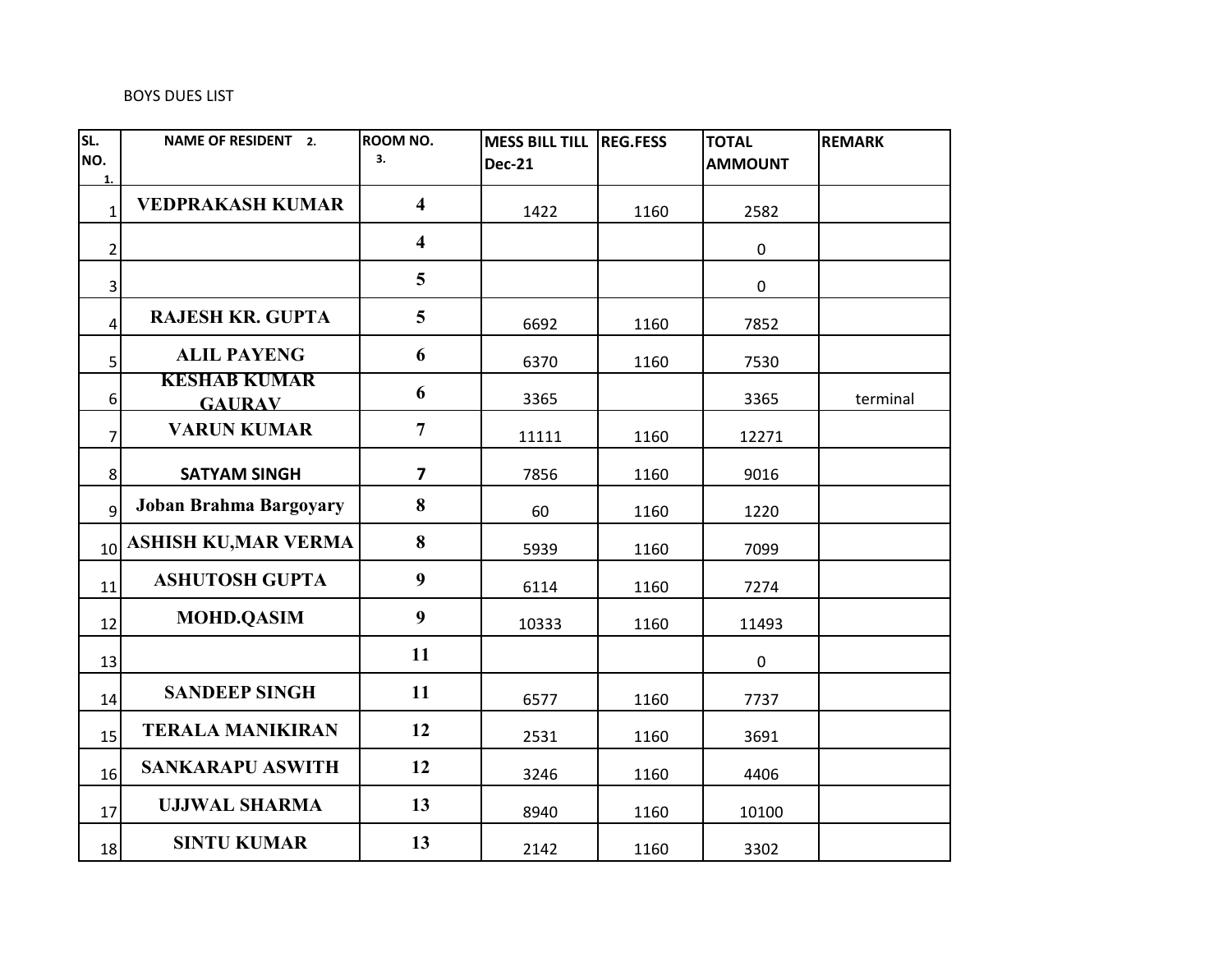BOYS DUES LIST

| SL. NO. 1. | NAME OF RESIDENT 2. | ROOM NO. 3. | MESS BILL TILL Dec-21 | REG.FESS | TOTAL AMMOUNT | REMARK |
|---|---|---|---|---|---|---|
| 1 | VEDPRAKASH KUMAR | 4 | 1422 | 1160 | 2582 | |
| 2 | | 4 | | | 0 | |
| 3 | | 5 | | | 0 | |
| 4 | RAJESH KR. GUPTA | 5 | 6692 | 1160 | 7852 | |
| 5 | ALIL PAYENG | 6 | 6370 | 1160 | 7530 | |
| 6 | KESHAB KUMAR GAURAV | 6 | 3365 | | 3365 | terminal |
| 7 | VARUN KUMAR | 7 | 11111 | 1160 | 12271 | |
| 8 | SATYAM SINGH | 7 | 7856 | 1160 | 9016 | |
| 9 | Joban Brahma Bargoyary | 8 | 60 | 1160 | 1220 | |
| 10 | ASHISH KU,MAR VERMA | 8 | 5939 | 1160 | 7099 | |
| 11 | ASHUTOSH GUPTA | 9 | 6114 | 1160 | 7274 | |
| 12 | MOHD.QASIM | 9 | 10333 | 1160 | 11493 | |
| 13 | | 11 | | | 0 | |
| 14 | SANDEEP SINGH | 11 | 6577 | 1160 | 7737 | |
| 15 | TERALA MANIKIRAN | 12 | 2531 | 1160 | 3691 | |
| 16 | SANKARAPU ASWITH | 12 | 3246 | 1160 | 4406 | |
| 17 | UJJWAL SHARMA | 13 | 8940 | 1160 | 10100 | |
| 18 | SINTU KUMAR | 13 | 2142 | 1160 | 3302 | |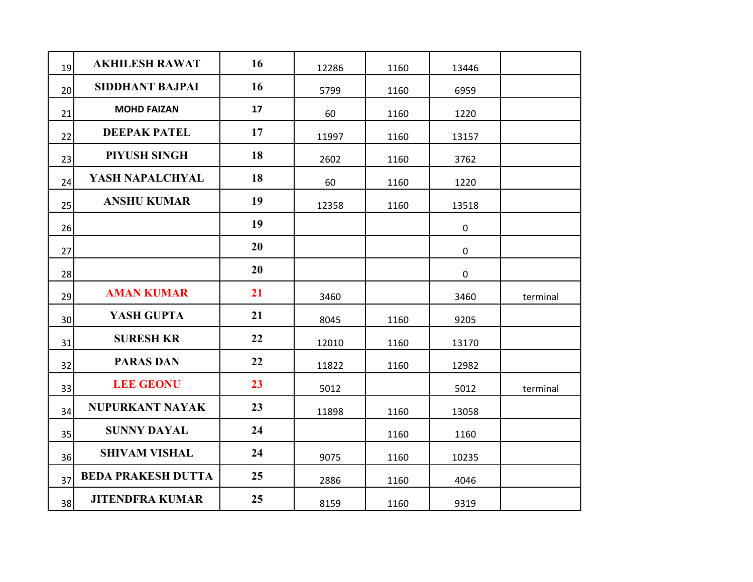| | | | | | | |
|---|---|---|---|---|---|---|
| 19 | **AKHILESH RAWAT** | **16** | 12286 | 1160 | 13446 | |
| 20 | **SIDDHANT BAJPAI** | **16** | 5799 | 1160 | 6959 | |
| 21 | **MOHD FAIZAN** | **17** | 60 | 1160 | 1220 | |
| 22 | **DEEPAK PATEL** | **17** | 11997 | 1160 | 13157 | |
| 23 | **PIYUSH SINGH** | **18** | 2602 | 1160 | 3762 | |
| 24 | **YASH NAPALCHYAL** | **18** | 60 | 1160 | 1220 | |
| 25 | **ANSHU KUMAR** | **19** | 12358 | 1160 | 13518 | |
| 26 | | **19** | | | 0 | |
| 27 | | **20** | | | 0 | |
| 28 | | **20** | | | 0 | |
| 29 | **AMAN KUMAR** | **21** | 3460 | | 3460 | terminal |
| 30 | **YASH GUPTA** | **21** | 8045 | 1160 | 9205 | |
| 31 | **SURESH KR** | **22** | 12010 | 1160 | 13170 | |
| 32 | **PARAS DAN** | **22** | 11822 | 1160 | 12982 | |
| 33 | **LEE GEONU** | **23** | 5012 | | 5012 | terminal |
| 34 | **NUPURKANT NAYAK** | **23** | 11898 | 1160 | 13058 | |
| 35 | **SUNNY DAYAL** | **24** | | 1160 | 1160 | |
| 36 | **SHIVAM VISHAL** | **24** | 9075 | 1160 | 10235 | |
| 37 | **BEDA PRAKESH DUTTA** | **25** | 2886 | 1160 | 4046 | |
| 38 | **JITENDFRA KUMAR** | **25** | 8159 | 1160 | 9319 | |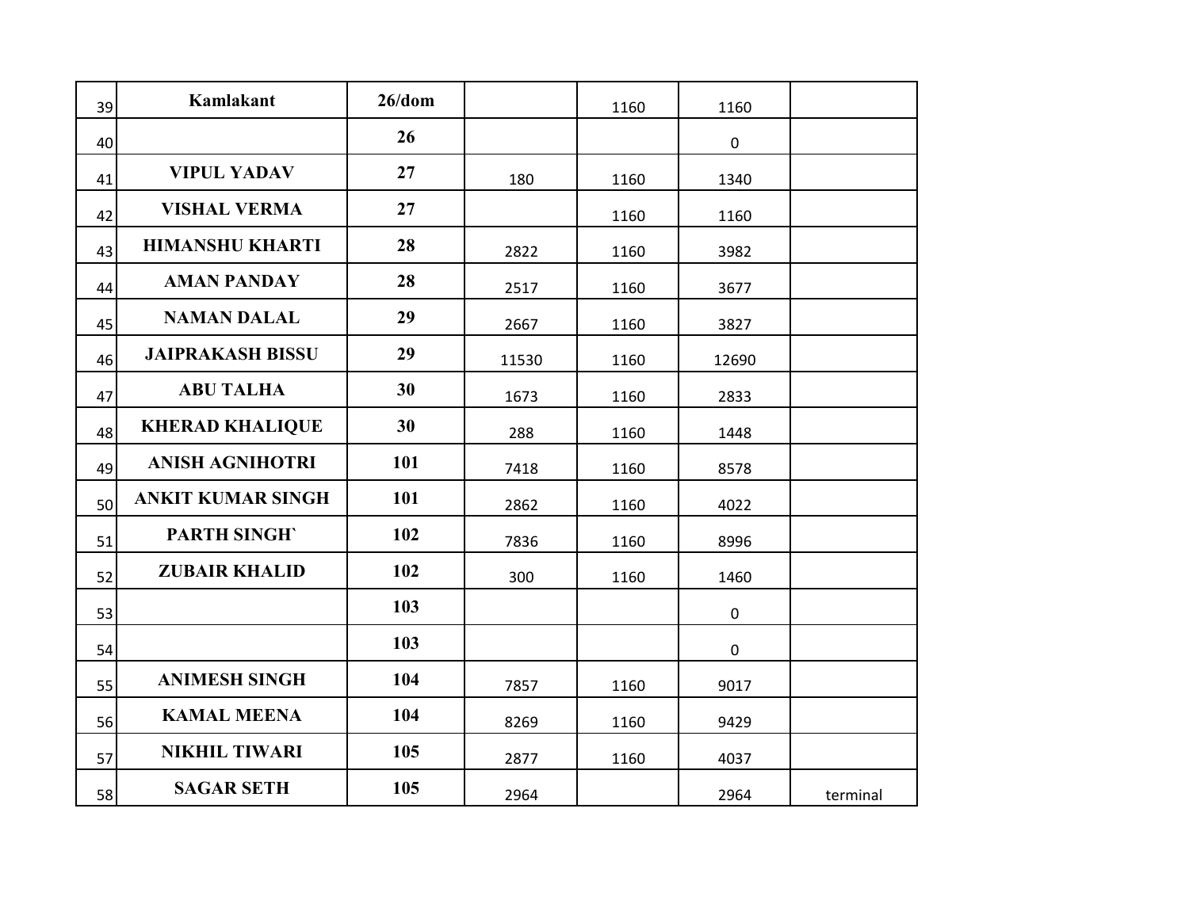| | | | | | | |
|---|---|---|---|---|---|---|
| 39 | Kamlakant | 26/dom | | 1160 | 1160 | |
| 40 | | 26 | | | 0 | |
| 41 | VIPUL YADAV | 27 | 180 | 1160 | 1340 | |
| 42 | VISHAL VERMA | 27 | | 1160 | 1160 | |
| 43 | HIMANSHU KHARTI | 28 | 2822 | 1160 | 3982 | |
| 44 | AMAN PANDAY | 28 | 2517 | 1160 | 3677 | |
| 45 | NAMAN DALAL | 29 | 2667 | 1160 | 3827 | |
| 46 | JAIPRAKASH BISSU | 29 | 11530 | 1160 | 12690 | |
| 47 | ABU TALHA | 30 | 1673 | 1160 | 2833 | |
| 48 | KHERAD KHALIQUE | 30 | 288 | 1160 | 1448 | |
| 49 | ANISH AGNIHOTRI | 101 | 7418 | 1160 | 8578 | |
| 50 | ANKIT KUMAR SINGH | 101 | 2862 | 1160 | 4022 | |
| 51 | PARTH SINGH` | 102 | 7836 | 1160 | 8996 | |
| 52 | ZUBAIR KHALID | 102 | 300 | 1160 | 1460 | |
| 53 | | 103 | | | 0 | |
| 54 | | 103 | | | 0 | |
| 55 | ANIMESH SINGH | 104 | 7857 | 1160 | 9017 | |
| 56 | KAMAL MEENA | 104 | 8269 | 1160 | 9429 | |
| 57 | NIKHIL TIWARI | 105 | 2877 | 1160 | 4037 | |
| 58 | SAGAR SETH | 105 | 2964 | | 2964 | terminal |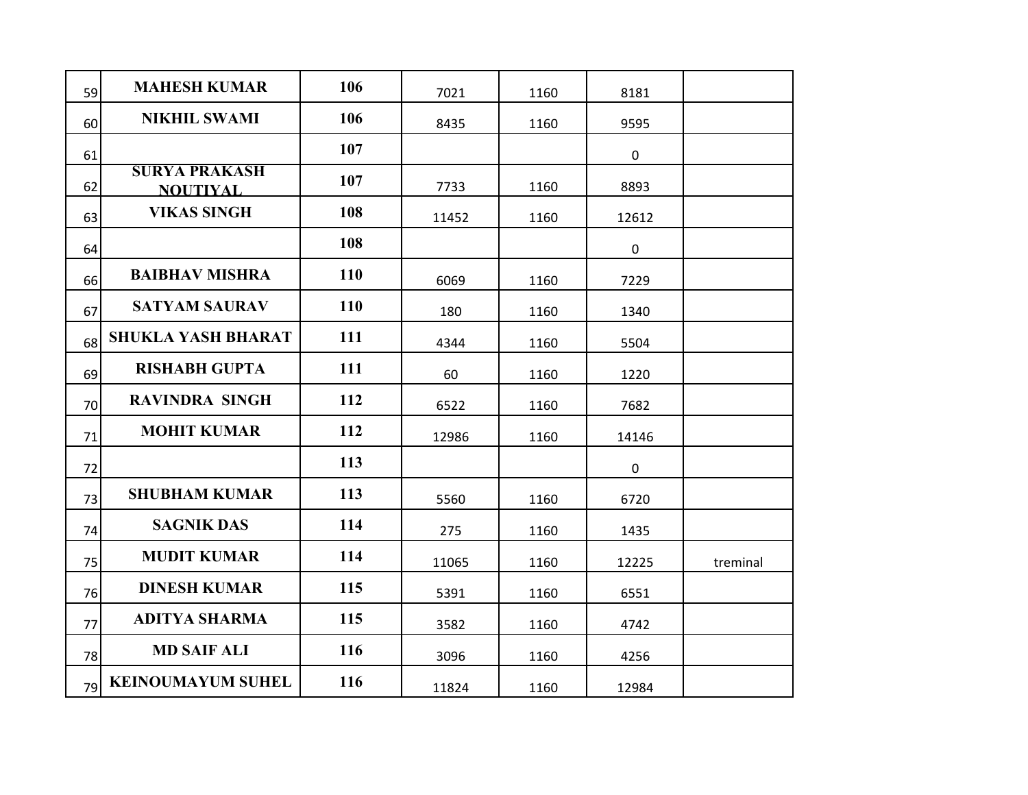| | | | | | | |
|---|---|---|---|---|---|---|
| 59 | **MAHESH KUMAR** | **106** | 7021 | 1160 | 8181 | |
| 60 | **NIKHIL SWAMI** | **106** | 8435 | 1160 | 9595 | |
| 61 | | **107** | | | 0 | |
| 62 | **SURYA PRAKASH NOUTIYAL** | **107** | 7733 | 1160 | 8893 | |
| 63 | **VIKAS SINGH** | **108** | 11452 | 1160 | 12612 | |
| 64 | | **108** | | | 0 | |
| 66 | **BAIBHAV MISHRA** | **110** | 6069 | 1160 | 7229 | |
| 67 | **SATYAM SAURAV** | **110** | 180 | 1160 | 1340 | |
| 68 | **SHUKLA YASH BHARAT** | **111** | 4344 | 1160 | 5504 | |
| 69 | **RISHABH GUPTA** | **111** | 60 | 1160 | 1220 | |
| 70 | **RAVINDRA SINGH** | **112** | 6522 | 1160 | 7682 | |
| 71 | **MOHIT KUMAR** | **112** | 12986 | 1160 | 14146 | |
| 72 | | **113** | | | 0 | |
| 73 | **SHUBHAM KUMAR** | **113** | 5560 | 1160 | 6720 | |
| 74 | **SAGNIK DAS** | **114** | 275 | 1160 | 1435 | |
| 75 | **MUDIT KUMAR** | **114** | 11065 | 1160 | 12225 | treminal |
| 76 | **DINESH KUMAR** | **115** | 5391 | 1160 | 6551 | |
| 77 | **ADITYA SHARMA** | **115** | 3582 | 1160 | 4742 | |
| 78 | **MD SAIF ALI** | **116** | 3096 | 1160 | 4256 | |
| 79 | **KEINOUMAYUM SUHEL** | **116** | 11824 | 1160 | 12984 | |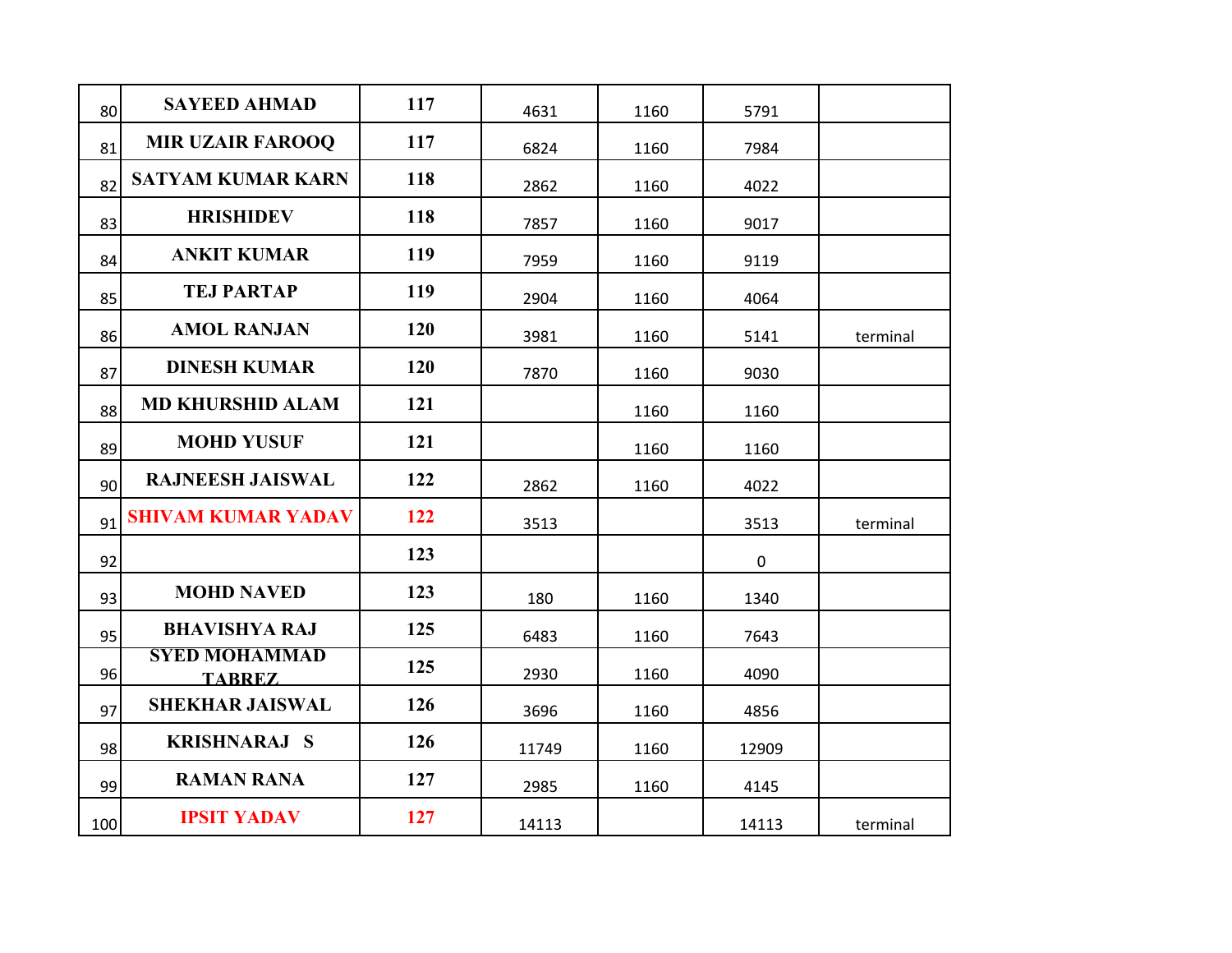| | | | | | | |
|---|---|---|---|---|---|---|
| 80 | **SAYEED AHMAD** | **117** | 4631 | 1160 | 5791 | |
| 81 | **MIR UZAIR FAROOQ** | **117** | 6824 | 1160 | 7984 | |
| 82 | **SATYAM KUMAR KARN** | **118** | 2862 | 1160 | 4022 | |
| 83 | **HRISHIDEV** | **118** | 7857 | 1160 | 9017 | |
| 84 | **ANKIT KUMAR** | **119** | 7959 | 1160 | 9119 | |
| 85 | **TEJ PARTAP** | **119** | 2904 | 1160 | 4064 | |
| 86 | **AMOL RANJAN** | **120** | 3981 | 1160 | 5141 | terminal |
| 87 | **DINESH KUMAR** | **120** | 7870 | 1160 | 9030 | |
| 88 | **MD KHURSHID ALAM** | **121** | | 1160 | 1160 | |
| 89 | **MOHD YUSUF** | **121** | | 1160 | 1160 | |
| 90 | **RAJNEESH JAISWAL** | **122** | 2862 | 1160 | 4022 | |
| 91 | **SHIVAM KUMAR YADAV** | **122** | 3513 | | 3513 | terminal |
| 92 | | **123** | | | 0 | |
| 93 | **MOHD NAVED** | **123** | 180 | 1160 | 1340 | |
| 95 | **BHAVISHYA RAJ** | **125** | 6483 | 1160 | 7643 | |
| 96 | **SYED MOHAMMAD TABREZ** | **125** | 2930 | 1160 | 4090 | |
| 97 | **SHEKHAR JAISWAL** | **126** | 3696 | 1160 | 4856 | |
| 98 | **KRISHNARAJ S** | **126** | 11749 | 1160 | 12909 | |
| 99 | **RAMAN RANA** | **127** | 2985 | 1160 | 4145 | |
| 100 | **IPSIT YADAV** | **127** | 14113 | | 14113 | terminal |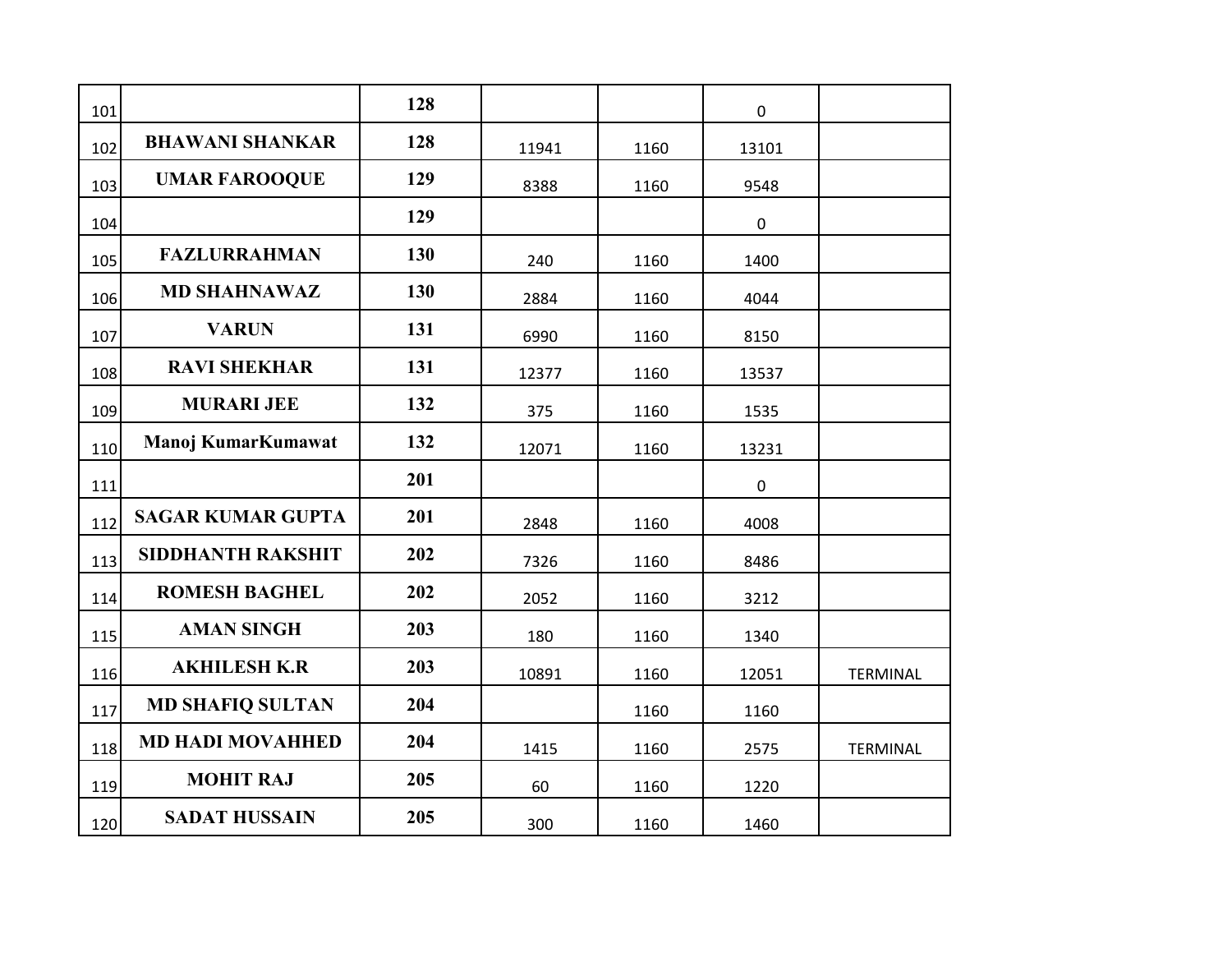| | | | | | | |
|---|---|---|---|---|---|---|
| 101 | | **128** | | | 0 | |
| 102 | **BHAWANI SHANKAR** | **128** | 11941 | 1160 | 13101 | |
| 103 | **UMAR FAROOQUE** | **129** | 8388 | 1160 | 9548 | |
| 104 | | **129** | | | 0 | |
| 105 | **FAZLURRAHMAN** | **130** | 240 | 1160 | 1400 | |
| 106 | **MD SHAHNAWAZ** | **130** | 2884 | 1160 | 4044 | |
| 107 | **VARUN** | **131** | 6990 | 1160 | 8150 | |
| 108 | **RAVI SHEKHAR** | **131** | 12377 | 1160 | 13537 | |
| 109 | **MURARI JEE** | **132** | 375 | 1160 | 1535 | |
| 110 | **Manoj KumarKumawat** | **132** | 12071 | 1160 | 13231 | |
| 111 | | **201** | | | 0 | |
| 112 | **SAGAR KUMAR GUPTA** | **201** | 2848 | 1160 | 4008 | |
| 113 | **SIDDHANTH RAKSHIT** | **202** | 7326 | 1160 | 8486 | |
| 114 | **ROMESH BAGHEL** | **202** | 2052 | 1160 | 3212 | |
| 115 | **AMAN SINGH** | **203** | 180 | 1160 | 1340 | |
| 116 | **AKHILESH K.R** | **203** | 10891 | 1160 | 12051 | TERMINAL |
| 117 | **MD SHAFIQ SULTAN** | **204** | | 1160 | 1160 | |
| 118 | **MD HADI MOVAHHED** | **204** | 1415 | 1160 | 2575 | TERMINAL |
| 119 | **MOHIT RAJ** | **205** | 60 | 1160 | 1220 | |
| 120 | **SADAT HUSSAIN** | **205** | 300 | 1160 | 1460 | |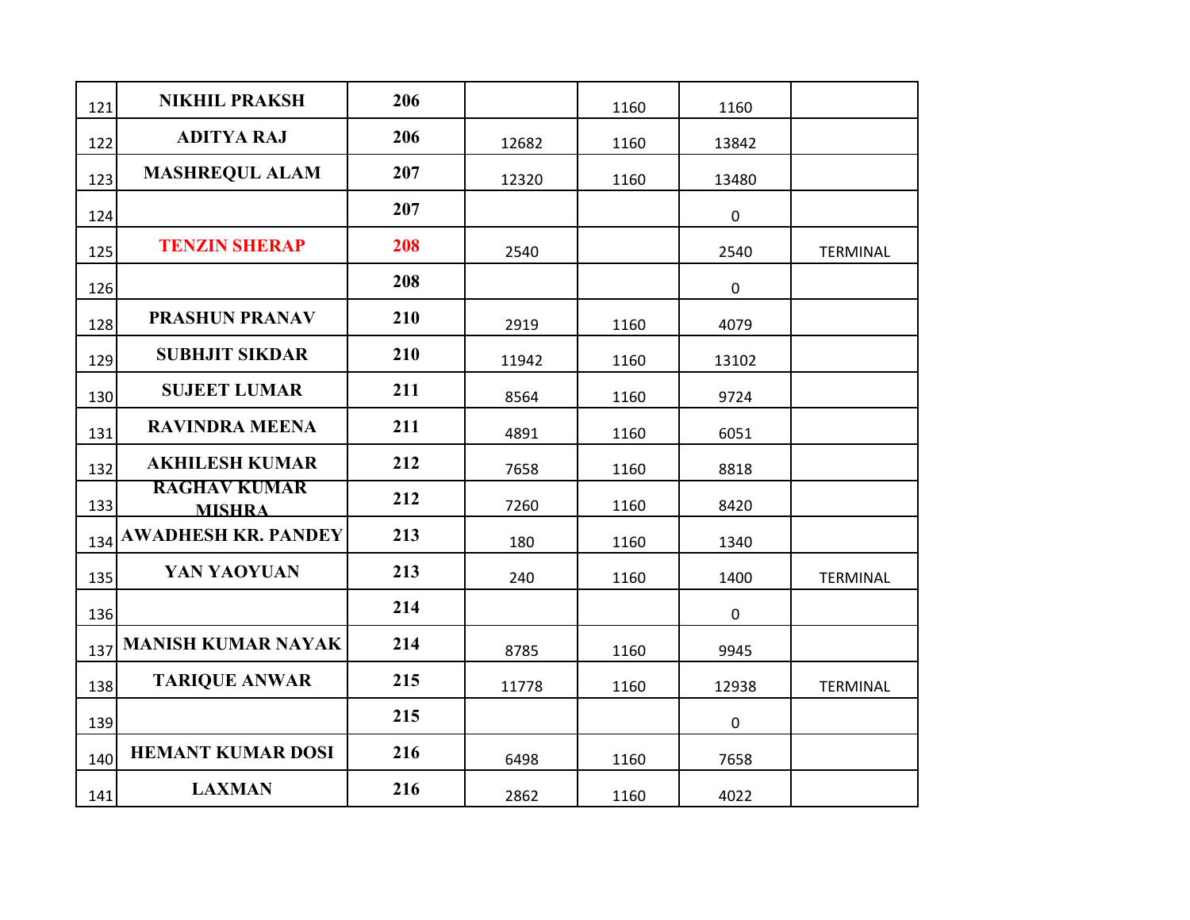| | | | | | | |
|---|---|---|---|---|---|---|
| 121 | **NIKHIL PRAKSH** | **206** | | 1160 | 1160 | |
| 122 | **ADITYA RAJ** | **206** | 12682 | 1160 | 13842 | |
| 123 | **MASHREQUL ALAM** | **207** | 12320 | 1160 | 13480 | |
| 124 | | **207** | | | 0 | |
| 125 | **TENZIN SHERAP** | **208** | 2540 | | 2540 | TERMINAL |
| 126 | | **208** | | | 0 | |
| 128 | **PRASHUN PRANAV** | **210** | 2919 | 1160 | 4079 | |
| 129 | **SUBHJIT SIKDAR** | **210** | 11942 | 1160 | 13102 | |
| 130 | **SUJEET LUMAR** | **211** | 8564 | 1160 | 9724 | |
| 131 | **RAVINDRA MEENA** | **211** | 4891 | 1160 | 6051 | |
| 132 | **AKHILESH KUMAR** | **212** | 7658 | 1160 | 8818 | |
| 133 | **RAGHAV KUMAR MISHRA** | **212** | 7260 | 1160 | 8420 | |
| 134 | **AWADHESH KR. PANDEY** | **213** | 180 | 1160 | 1340 | |
| 135 | **YAN YAOYUAN** | **213** | 240 | 1160 | 1400 | TERMINAL |
| 136 | | **214** | | | 0 | |
| 137 | **MANISH KUMAR NAYAK** | **214** | 8785 | 1160 | 9945 | |
| 138 | **TARIQUE ANWAR** | **215** | 11778 | 1160 | 12938 | TERMINAL |
| 139 | | **215** | | | 0 | |
| 140 | **HEMANT KUMAR DOSI** | **216** | 6498 | 1160 | 7658 | |
| 141 | **LAXMAN** | **216** | 2862 | 1160 | 4022 | |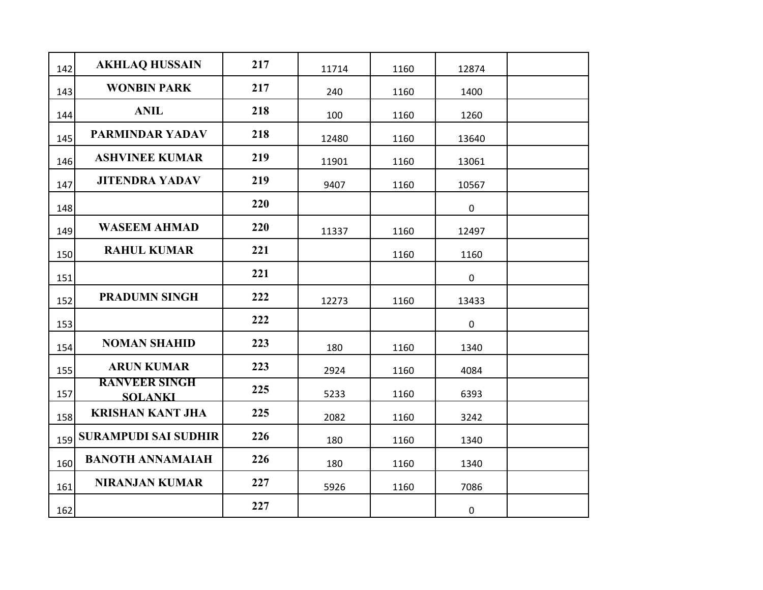| | | | | | | |
|---|---|---|---|---|---|---|
| 142 | **AKHLAQ HUSSAIN** | **217** | 11714 | 1160 | 12874 | |
| 143 | **WONBIN PARK** | **217** | 240 | 1160 | 1400 | |
| 144 | **ANIL** | **218** | 100 | 1160 | 1260 | |
| 145 | **PARMINDAR YADAV** | **218** | 12480 | 1160 | 13640 | |
| 146 | **ASHVINEE KUMAR** | **219** | 11901 | 1160 | 13061 | |
| 147 | **JITENDRA YADAV** | **219** | 9407 | 1160 | 10567 | |
| 148 | | **220** | | | 0 | |
| 149 | **WASEEM AHMAD** | **220** | 11337 | 1160 | 12497 | |
| 150 | **RAHUL KUMAR** | **221** | | 1160 | 1160 | |
| 151 | | **221** | | | 0 | |
| 152 | **PRADUMN SINGH** | **222** | 12273 | 1160 | 13433 | |
| 153 | | **222** | | | 0 | |
| 154 | **NOMAN SHAHID** | **223** | 180 | 1160 | 1340 | |
| 155 | **ARUN KUMAR** | **223** | 2924 | 1160 | 4084 | |
| 157 | **RANVEER SINGH SOLANKI** | **225** | 5233 | 1160 | 6393 | |
| 158 | **KRISHAN KANT JHA** | **225** | 2082 | 1160 | 3242 | |
| 159 | **SURAMPUDI SAI SUDHIR** | **226** | 180 | 1160 | 1340 | |
| 160 | **BANOTH ANNAMAIAH** | **226** | 180 | 1160 | 1340 | |
| 161 | **NIRANJAN KUMAR** | **227** | 5926 | 1160 | 7086 | |
| 162 | | **227** | | | 0 | |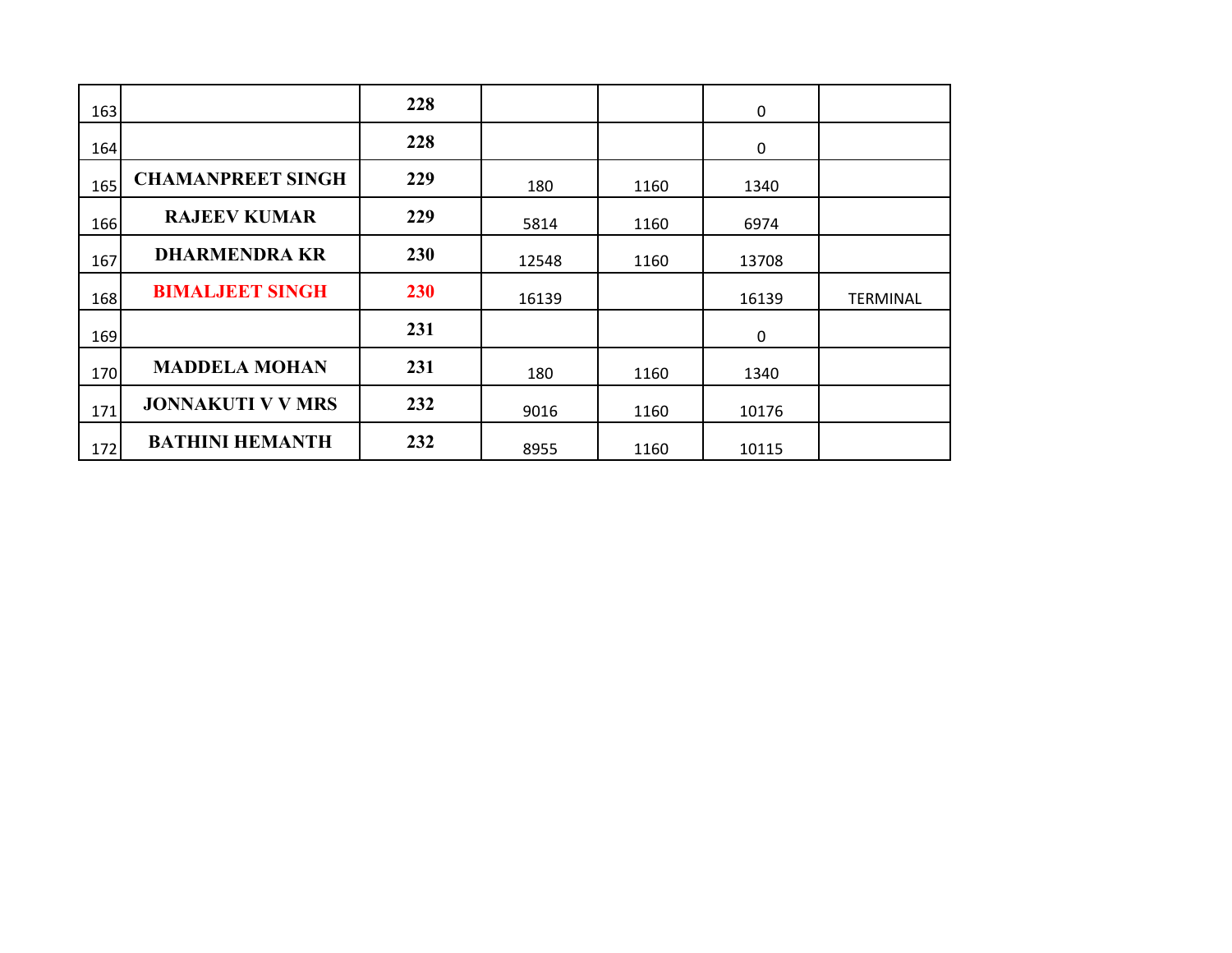| | | | | | | |
|---|---|---|---|---|---|---|
| 163 | | **228** | | | 0 | |
| 164 | | **228** | | | 0 | |
| 165 | **CHAMANPREET SINGH** | **229** | 180 | 1160 | 1340 | |
| 166 | **RAJEEV KUMAR** | **229** | 5814 | 1160 | 6974 | |
| 167 | **DHARMENDRA KR** | **230** | 12548 | 1160 | 13708 | |
| 168 | **BIMALJEET SINGH** | **230** | 16139 | | 16139 | TERMINAL |
| 169 | | **231** | | | 0 | |
| 170 | **MADDELA MOHAN** | **231** | 180 | 1160 | 1340 | |
| 171 | **JONNAKUTI V V MRS** | **232** | 9016 | 1160 | 10176 | |
| 172 | **BATHINI HEMANTH** | **232** | 8955 | 1160 | 10115 | |